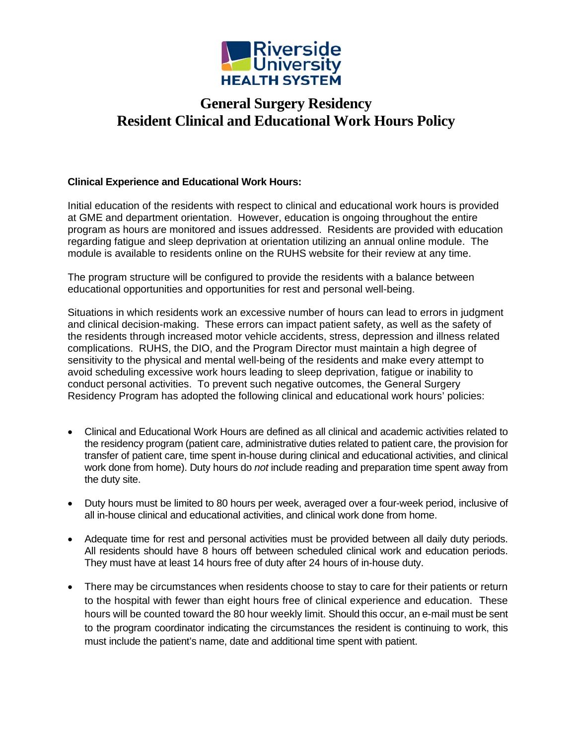Riverside University HEALTH SYSTEM

# General Surgery Residency
# Resident Clinical and Educational Work Hours Policy

**Clinical Experience and Educational Work Hours:**

Initial education of the residents with respect to clinical and educational work hours is provided at GME and department orientation. However, education is ongoing throughout the entire program as hours are monitored and issues addressed. Residents are provided with education regarding fatigue and sleep deprivation at orientation utilizing an annual online module. The module is available to residents online on the RUHS website for their review at any time.

The program structure will be configured to provide the residents with a balance between educational opportunities and opportunities for rest and personal well-being.

Situations in which residents work an excessive number of hours can lead to errors in judgment and clinical decision-making. These errors can impact patient safety, as well as the safety of the residents through increased motor vehicle accidents, stress, depression and illness related complications. RUHS, the DIO, and the Program Director must maintain a high degree of sensitivity to the physical and mental well-being of the residents and make every attempt to avoid scheduling excessive work hours leading to sleep deprivation, fatigue or inability to conduct personal activities. To prevent such negative outcomes, the General Surgery Residency Program has adopted the following clinical and educational work hours' policies:

- Clinical and Educational Work Hours are defined as all clinical and academic activities related to the residency program (patient care, administrative duties related to patient care, the provision for transfer of patient care, time spent in-house during clinical and educational activities, and clinical work done from home). Duty hours do *not* include reading and preparation time spent away from the duty site.

- Duty hours must be limited to 80 hours per week, averaged over a four-week period, inclusive of all in-house clinical and educational activities, and clinical work done from home.

- Adequate time for rest and personal activities must be provided between all daily duty periods. All residents should have 8 hours off between scheduled clinical work and education periods. They must have at least 14 hours free of duty after 24 hours of in-house duty.

- There may be circumstances when residents choose to stay to care for their patients or return to the hospital with fewer than eight hours free of clinical experience and education. These hours will be counted toward the 80 hour weekly limit. Should this occur, an e-mail must be sent to the program coordinator indicating the circumstances the resident is continuing to work, this must include the patient's name, date and additional time spent with patient.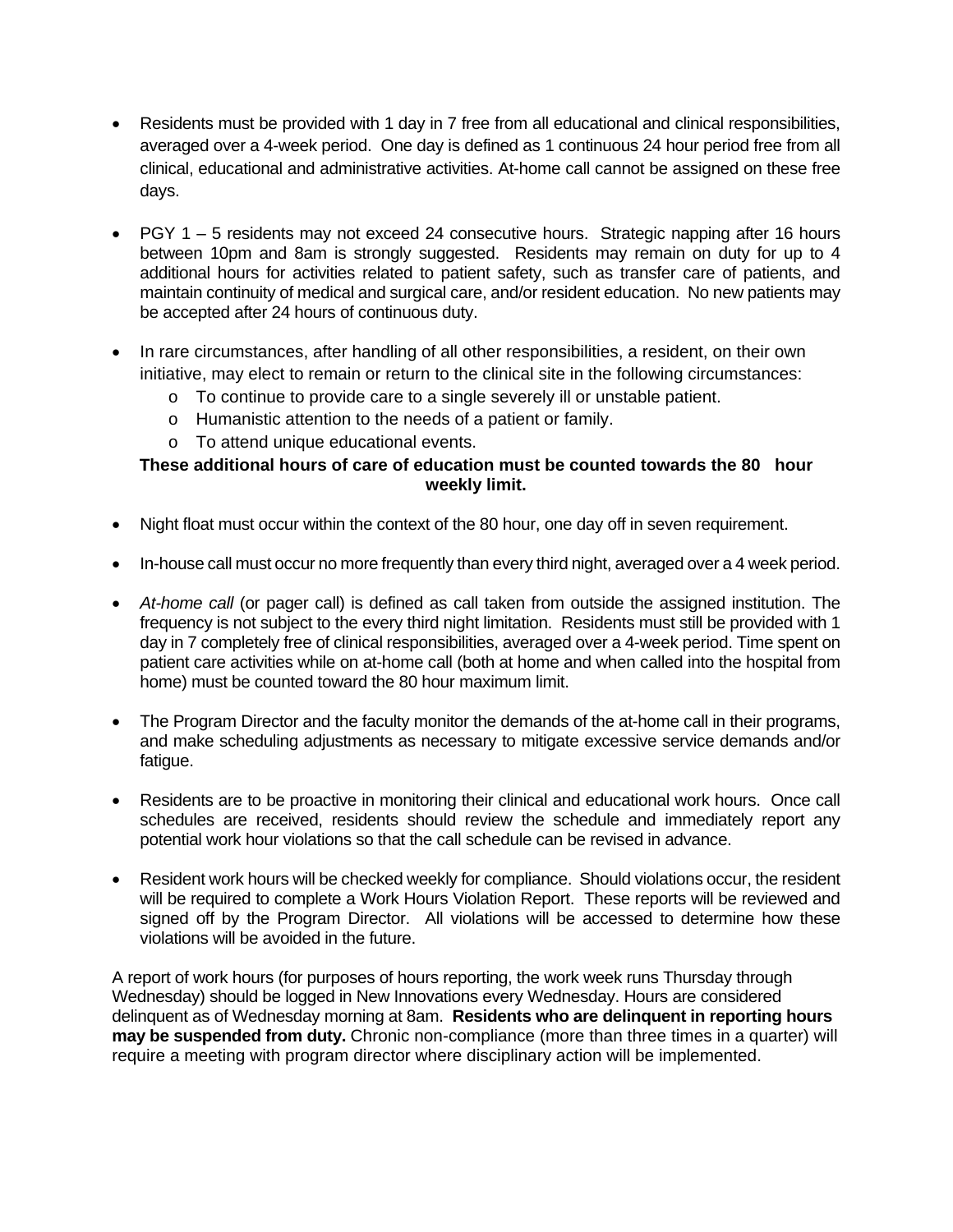- Residents must be provided with 1 day in 7 free from all educational and clinical responsibilities, averaged over a 4-week period. One day is defined as 1 continuous 24 hour period free from all clinical, educational and administrative activities. At-home call cannot be assigned on these free days.

- PGY 1 – 5 residents may not exceed 24 consecutive hours. Strategic napping after 16 hours between 10pm and 8am is strongly suggested. Residents may remain on duty for up to 4 additional hours for activities related to patient safety, such as transfer care of patients, and maintain continuity of medical and surgical care, and/or resident education. No new patients may be accepted after 24 hours of continuous duty.

- In rare circumstances, after handling of all other responsibilities, a resident, on their own initiative, may elect to remain or return to the clinical site in the following circumstances:
  - To continue to provide care to a single severely ill or unstable patient.
  - Humanistic attention to the needs of a patient or family.
  - To attend unique educational events.

  **These additional hours of care of education must be counted towards the 80 hour weekly limit.**

- Night float must occur within the context of the 80 hour, one day off in seven requirement.

- In-house call must occur no more frequently than every third night, averaged over a 4 week period.

- *At-home call* (or pager call) is defined as call taken from outside the assigned institution. The frequency is not subject to the every third night limitation. Residents must still be provided with 1 day in 7 completely free of clinical responsibilities, averaged over a 4-week period. Time spent on patient care activities while on at-home call (both at home and when called into the hospital from home) must be counted toward the 80 hour maximum limit.

- The Program Director and the faculty monitor the demands of the at-home call in their programs, and make scheduling adjustments as necessary to mitigate excessive service demands and/or fatigue.

- Residents are to be proactive in monitoring their clinical and educational work hours. Once call schedules are received, residents should review the schedule and immediately report any potential work hour violations so that the call schedule can be revised in advance.

- Resident work hours will be checked weekly for compliance. Should violations occur, the resident will be required to complete a Work Hours Violation Report. These reports will be reviewed and signed off by the Program Director. All violations will be accessed to determine how these violations will be avoided in the future.

A report of work hours (for purposes of hours reporting, the work week runs Thursday through Wednesday) should be logged in New Innovations every Wednesday. Hours are considered delinquent as of Wednesday morning at 8am. **Residents who are delinquent in reporting hours may be suspended from duty.** Chronic non-compliance (more than three times in a quarter) will require a meeting with program director where disciplinary action will be implemented.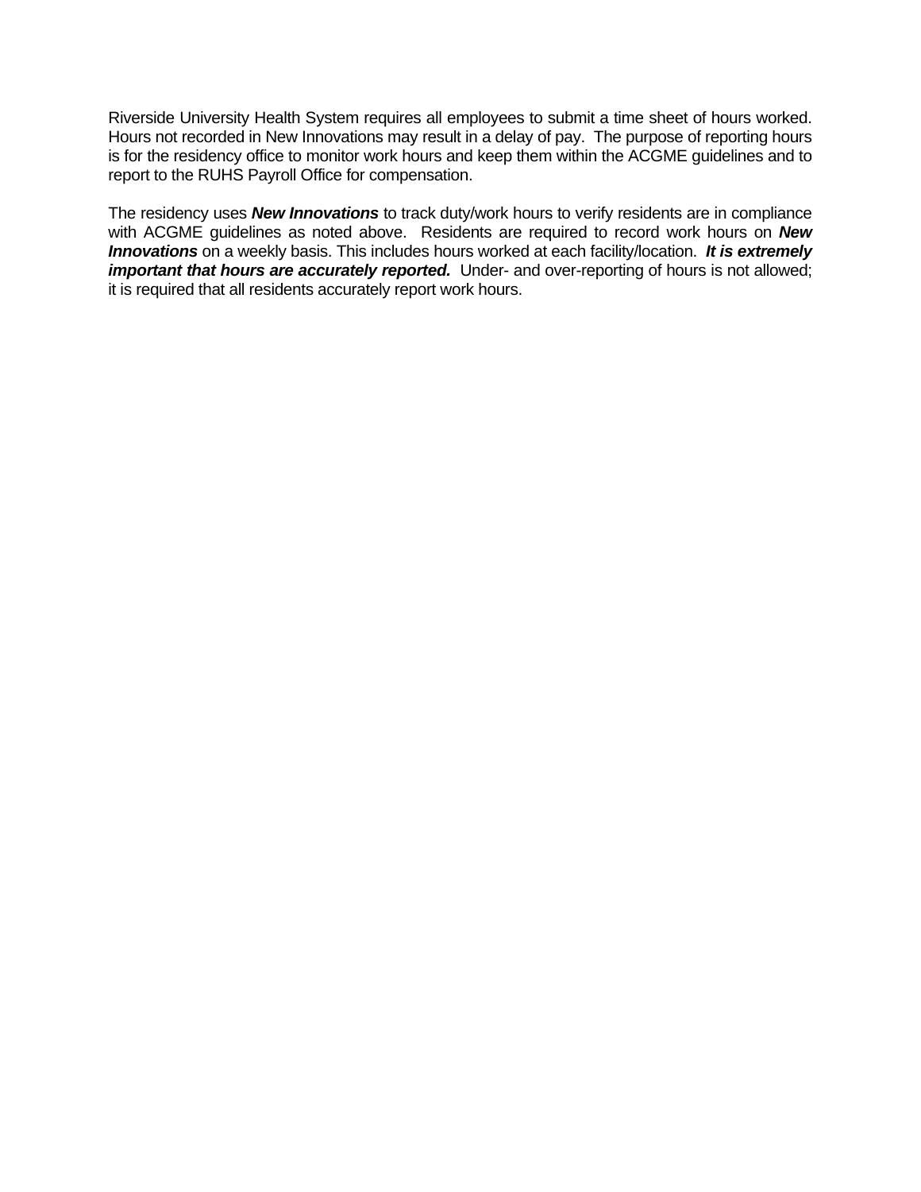Riverside University Health System requires all employees to submit a time sheet of hours worked. Hours not recorded in New Innovations may result in a delay of pay. The purpose of reporting hours is for the residency office to monitor work hours and keep them within the ACGME guidelines and to report to the RUHS Payroll Office for compensation.

The residency uses ***New Innovations*** to track duty/work hours to verify residents are in compliance with ACGME guidelines as noted above. Residents are required to record work hours on ***New Innovations*** on a weekly basis. This includes hours worked at each facility/location. ***It is extremely important that hours are accurately reported.*** Under- and over-reporting of hours is not allowed; it is required that all residents accurately report work hours.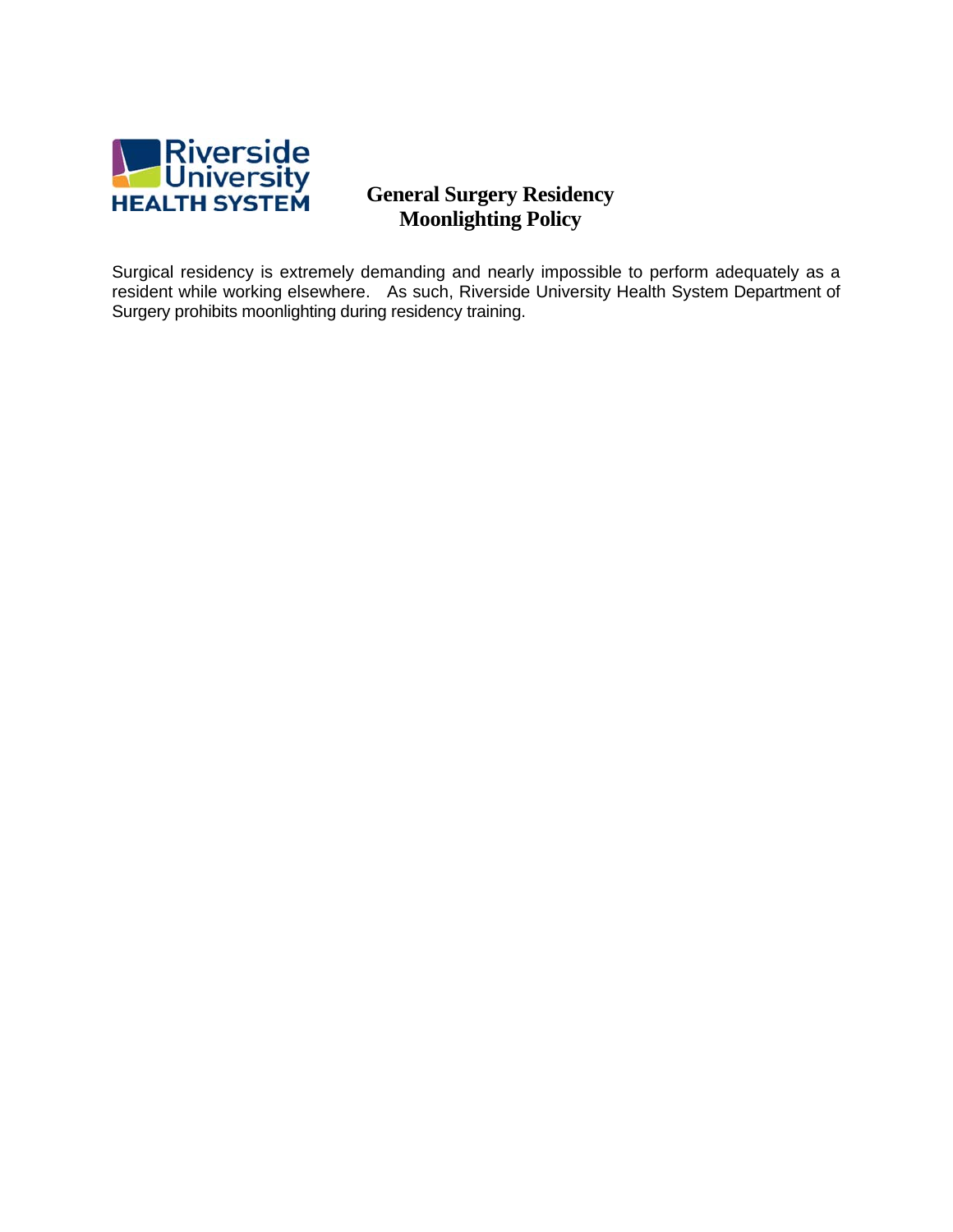Riverside University HEALTH SYSTEM

# General Surgery Residency Moonlighting Policy

Surgical residency is extremely demanding and nearly impossible to perform adequately as a resident while working elsewhere. As such, Riverside University Health System Department of Surgery prohibits moonlighting during residency training.